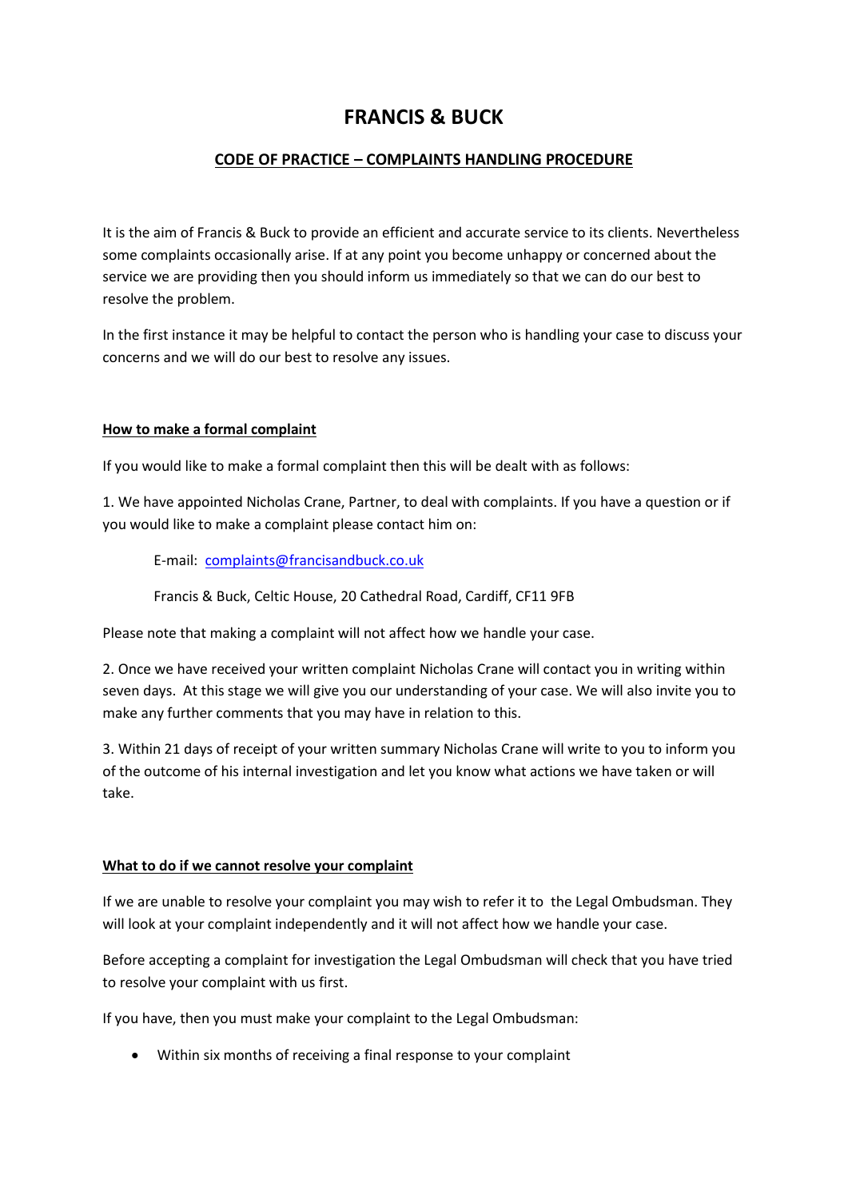# FRANCIS & BUCK

## CODE OF PRACTICE – COMPLAINTS HANDLING PROCEDURE

It is the aim of Francis & Buck to provide an efficient and accurate service to its clients. Nevertheless some complaints occasionally arise. If at any point you become unhappy or concerned about the service we are providing then you should inform us immediately so that we can do our best to resolve the problem.

In the first instance it may be helpful to contact the person who is handling your case to discuss your concerns and we will do our best to resolve any issues.

### How to make a formal complaint

If you would like to make a formal complaint then this will be dealt with as follows:

1. We have appointed Nicholas Crane, Partner, to deal with complaints. If you have a question or if you would like to make a complaint please contact him on:

   E-mail: complaints@francisandbuck.co.uk

   Francis & Buck, Celtic House, 20 Cathedral Road, Cardiff, CF11 9FB

Please note that making a complaint will not affect how we handle your case.

2. Once we have received your written complaint Nicholas Crane will contact you in writing within seven days. At this stage we will give you our understanding of your case. We will also invite you to make any further comments that you may have in relation to this.

3. Within 21 days of receipt of your written summary Nicholas Crane will write to you to inform you of the outcome of his internal investigation and let you know what actions we have taken or will take.

### What to do if we cannot resolve your complaint

If we are unable to resolve your complaint you may wish to refer it to the Legal Ombudsman. They will look at your complaint independently and it will not affect how we handle your case.

Before accepting a complaint for investigation the Legal Ombudsman will check that you have tried to resolve your complaint with us first.

If you have, then you must make your complaint to the Legal Ombudsman:

- Within six months of receiving a final response to your complaint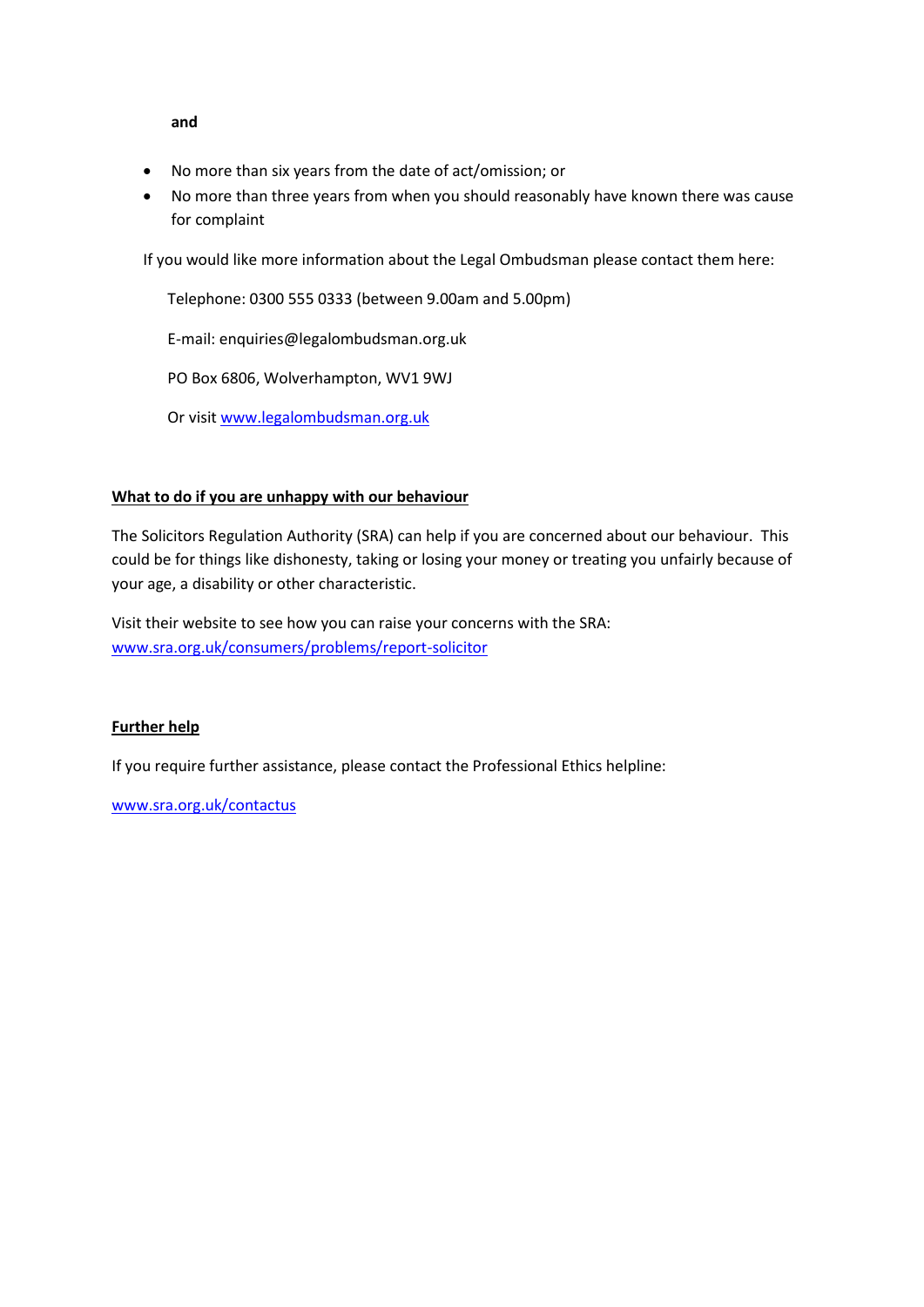**and**

- No more than six years from the date of act/omission; or
- No more than three years from when you should reasonably have known there was cause for complaint

If you would like more information about the Legal Ombudsman please contact them here:

Telephone: 0300 555 0333 (between 9.00am and 5.00pm)

E-mail: enquiries@legalombudsman.org.uk

PO Box 6806, Wolverhampton, WV1 9WJ

Or visit [www.legalombudsman.org.uk](http://www.legalombudsman.org.uk)

## What to do if you are unhappy with our behaviour

The Solicitors Regulation Authority (SRA) can help if you are concerned about our behaviour. This could be for things like dishonesty, taking or losing your money or treating you unfairly because of your age, a disability or other characteristic.

Visit their website to see how you can raise your concerns with the SRA: [www.sra.org.uk/consumers/problems/report-solicitor](http://www.sra.org.uk/consumers/problems/report-solicitor)

## Further help

If you require further assistance, please contact the Professional Ethics helpline:

[www.sra.org.uk/contactus](http://www.sra.org.uk/contactus)